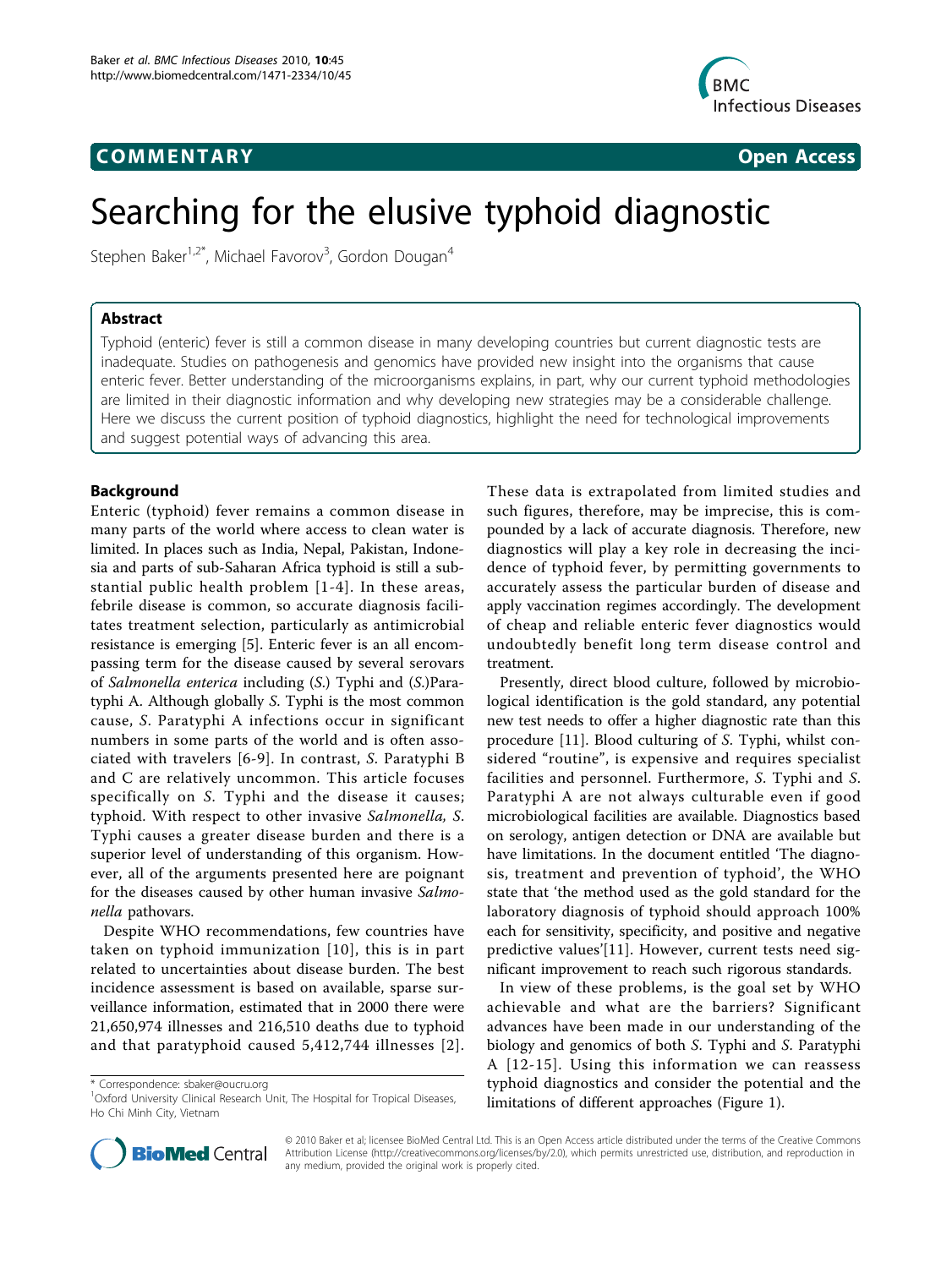COMMENTARY

Open Access

# Searching for the elusive typhoid diagnostic

Stephen Baker[1,2*], Michael Favorov[3], Gordon Dougan[4]

## Abstract

Typhoid (enteric) fever is still a common disease in many developing countries but current diagnostic tests are inadequate. Studies on pathogenesis and genomics have provided new insight into the organisms that cause enteric fever. Better understanding of the microorganisms explains, in part, why our current typhoid methodologies are limited in their diagnostic information and why developing new strategies may be a considerable challenge. Here we discuss the current position of typhoid diagnostics, highlight the need for technological improvements and suggest potential ways of advancing this area.

## Background

Enteric (typhoid) fever remains a common disease in many parts of the world where access to clean water is limited. In places such as India, Nepal, Pakistan, Indonesia and parts of sub-Saharan Africa typhoid is still a substantial public health problem [1-4]. In these areas, febrile disease is common, so accurate diagnosis facilitates treatment selection, particularly as antimicrobial resistance is emerging [5]. Enteric fever is an all encompassing term for the disease caused by several serovars of *Salmonella enterica* including (*S.*) Typhi and (*S.*)Paratyphi A. Although globally *S.* Typhi is the most common cause, *S.* Paratyphi A infections occur in significant numbers in some parts of the world and is often associated with travelers [6-9]. In contrast, *S.* Paratyphi B and C are relatively uncommon. This article focuses specifically on *S.* Typhi and the disease it causes; typhoid. With respect to other invasive *Salmonella, S.* Typhi causes a greater disease burden and there is a superior level of understanding of this organism. However, all of the arguments presented here are poignant for the diseases caused by other human invasive *Salmonella* pathovars.

Despite WHO recommendations, few countries have taken on typhoid immunization [10], this is in part related to uncertainties about disease burden. The best incidence assessment is based on available, sparse surveillance information, estimated that in 2000 there were 21,650,974 illnesses and 216,510 deaths due to typhoid and that paratyphoid caused 5,412,744 illnesses [2]. These data is extrapolated from limited studies and such figures, therefore, may be imprecise, this is compounded by a lack of accurate diagnosis. Therefore, new diagnostics will play a key role in decreasing the incidence of typhoid fever, by permitting governments to accurately assess the particular burden of disease and apply vaccination regimes accordingly. The development of cheap and reliable enteric fever diagnostics would undoubtedly benefit long term disease control and treatment.

Presently, direct blood culture, followed by microbiological identification is the gold standard, any potential new test needs to offer a higher diagnostic rate than this procedure [11]. Blood culturing of *S.* Typhi, whilst considered "routine", is expensive and requires specialist facilities and personnel. Furthermore, *S.* Typhi and *S.* Paratyphi A are not always culturable even if good microbiological facilities are available. Diagnostics based on serology, antigen detection or DNA are available but have limitations. In the document entitled 'The diagnosis, treatment and prevention of typhoid', the WHO state that 'the method used as the gold standard for the laboratory diagnosis of typhoid should approach 100% each for sensitivity, specificity, and positive and negative predictive values'[11]. However, current tests need significant improvement to reach such rigorous standards.

In view of these problems, is the goal set by WHO achievable and what are the barriers? Significant advances have been made in our understanding of the biology and genomics of both *S.* Typhi and *S.* Paratyphi A [12-15]. Using this information we can reassess typhoid diagnostics and consider the potential and the limitations of different approaches (Figure 1).

\* Correspondence: sbaker@oucru.org
[1]Oxford University Clinical Research Unit, The Hospital for Tropical Diseases, Ho Chi Minh City, Vietnam

© 2010 Baker et al; licensee BioMed Central Ltd. This is an Open Access article distributed under the terms of the Creative Commons Attribution License (http://creativecommons.org/licenses/by/2.0), which permits unrestricted use, distribution, and reproduction in any medium, provided the original work is properly cited.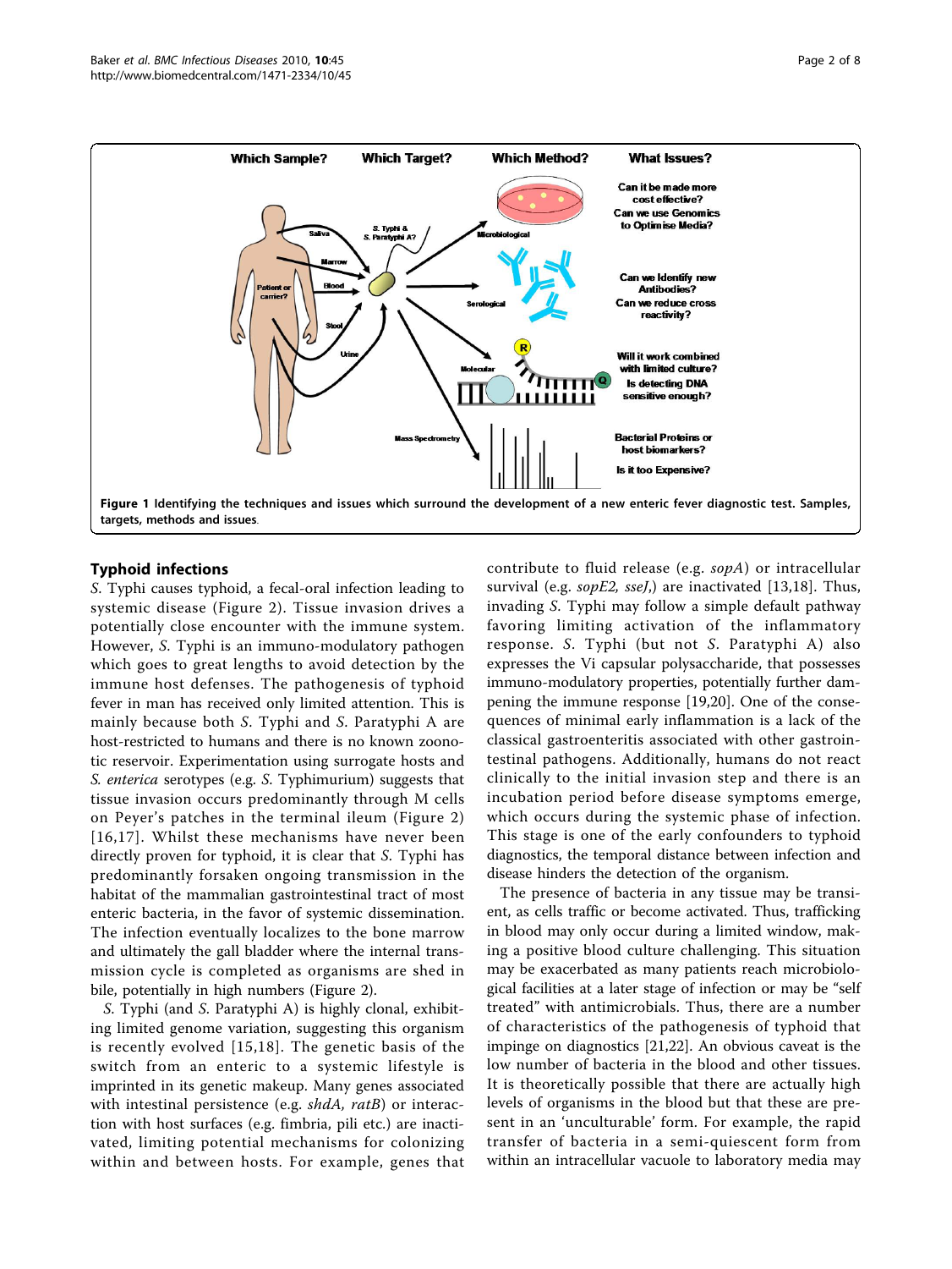**Figure 1 Identifying the techniques and issues which surround the development of a new enteric fever diagnostic test. Samples, targets, methods and issues**.

## Typhoid infections

*S.* Typhi causes typhoid, a fecal-oral infection leading to systemic disease (Figure 2). Tissue invasion drives a potentially close encounter with the immune system. However, *S.* Typhi is an immuno-modulatory pathogen which goes to great lengths to avoid detection by the immune host defenses. The pathogenesis of typhoid fever in man has received only limited attention. This is mainly because both *S.* Typhi and *S.* Paratyphi A are host-restricted to humans and there is no known zoonotic reservoir. Experimentation using surrogate hosts and *S. enterica* serotypes (e.g. *S.* Typhimurium) suggests that tissue invasion occurs predominantly through M cells on Peyer's patches in the terminal ileum (Figure 2) [16,17]. Whilst these mechanisms have never been directly proven for typhoid, it is clear that *S.* Typhi has predominantly forsaken ongoing transmission in the habitat of the mammalian gastrointestinal tract of most enteric bacteria, in the favor of systemic dissemination. The infection eventually localizes to the bone marrow and ultimately the gall bladder where the internal transmission cycle is completed as organisms are shed in bile, potentially in high numbers (Figure 2).

*S.* Typhi (and *S.* Paratyphi A) is highly clonal, exhibiting limited genome variation, suggesting this organism is recently evolved [15,18]. The genetic basis of the switch from an enteric to a systemic lifestyle is imprinted in its genetic makeup. Many genes associated with intestinal persistence (e.g. *shdA, ratB*) or interaction with host surfaces (e.g. fimbria, pili etc.) are inactivated, limiting potential mechanisms for colonizing within and between hosts. For example, genes that contribute to fluid release (e.g. *sopA*) or intracellular survival (e.g. *sopE2, sseJ*,) are inactivated [13,18]. Thus, invading *S.* Typhi may follow a simple default pathway favoring limiting activation of the inflammatory response. *S.* Typhi (but not *S.* Paratyphi A) also expresses the Vi capsular polysaccharide, that possesses immuno-modulatory properties, potentially further dampening the immune response [19,20]. One of the consequences of minimal early inflammation is a lack of the classical gastroenteritis associated with other gastrointestinal pathogens. Additionally, humans do not react clinically to the initial invasion step and there is an incubation period before disease symptoms emerge, which occurs during the systemic phase of infection. This stage is one of the early confounders to typhoid diagnostics, the temporal distance between infection and disease hinders the detection of the organism.

The presence of bacteria in any tissue may be transient, as cells traffic or become activated. Thus, trafficking in blood may only occur during a limited window, making a positive blood culture challenging. This situation may be exacerbated as many patients reach microbiological facilities at a later stage of infection or may be "self treated" with antimicrobials. Thus, there are a number of characteristics of the pathogenesis of typhoid that impinge on diagnostics [21,22]. An obvious caveat is the low number of bacteria in the blood and other tissues. It is theoretically possible that there are actually high levels of organisms in the blood but that these are present in an 'unculturable' form. For example, the rapid transfer of bacteria in a semi-quiescent form from within an intracellular vacuole to laboratory media may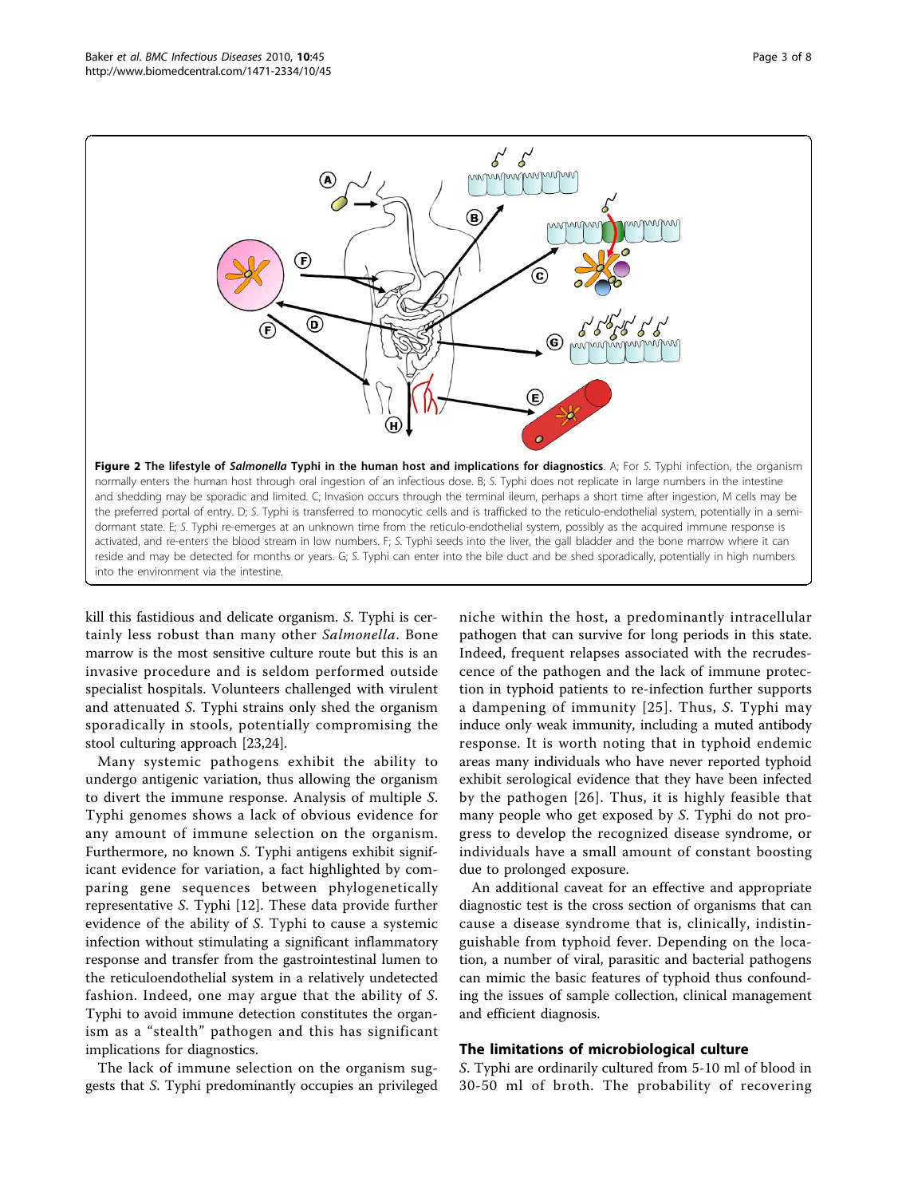**Figure 2 The lifestyle of *Salmonella* Typhi in the human host and implications for diagnostics**. A; For *S.* Typhi infection, the organism normally enters the human host through oral ingestion of an infectious dose. B; *S.* Typhi does not replicate in large numbers in the intestine and shedding may be sporadic and limited. C; Invasion occurs through the terminal ileum, perhaps a short time after ingestion, M cells may be the preferred portal of entry. D; *S.* Typhi is transferred to monocytic cells and is trafficked to the reticulo-endothelial system, potentially in a semi-dormant state. E; *S.* Typhi re-emerges at an unknown time from the reticulo-endothelial system, possibly as the acquired immune response is activated, and re-enters the blood stream in low numbers. F; *S.* Typhi seeds into the liver, the gall bladder and the bone marrow where it can reside and may be detected for months or years. G; *S.* Typhi can enter into the bile duct and be shed sporadically, potentially in high numbers into the environment via the intestine.

kill this fastidious and delicate organism. *S.* Typhi is certainly less robust than many other *Salmonella*. Bone marrow is the most sensitive culture route but this is an invasive procedure and is seldom performed outside specialist hospitals. Volunteers challenged with virulent and attenuated *S.* Typhi strains only shed the organism sporadically in stools, potentially compromising the stool culturing approach [23,24].

Many systemic pathogens exhibit the ability to undergo antigenic variation, thus allowing the organism to divert the immune response. Analysis of multiple *S.* Typhi genomes shows a lack of obvious evidence for any amount of immune selection on the organism. Furthermore, no known *S.* Typhi antigens exhibit significant evidence for variation, a fact highlighted by comparing gene sequences between phylogenetically representative *S.* Typhi [12]. These data provide further evidence of the ability of *S.* Typhi to cause a systemic infection without stimulating a significant inflammatory response and transfer from the gastrointestinal lumen to the reticuloendothelial system in a relatively undetected fashion. Indeed, one may argue that the ability of *S.* Typhi to avoid immune detection constitutes the organism as a "stealth" pathogen and this has significant implications for diagnostics.

The lack of immune selection on the organism suggests that *S.* Typhi predominantly occupies an privileged niche within the host, a predominantly intracellular pathogen that can survive for long periods in this state. Indeed, frequent relapses associated with the recrudescence of the pathogen and the lack of immune protection in typhoid patients to re-infection further supports a dampening of immunity [25]. Thus, *S.* Typhi may induce only weak immunity, including a muted antibody response. It is worth noting that in typhoid endemic areas many individuals who have never reported typhoid exhibit serological evidence that they have been infected by the pathogen [26]. Thus, it is highly feasible that many people who get exposed by *S.* Typhi do not progress to develop the recognized disease syndrome, or individuals have a small amount of constant boosting due to prolonged exposure.

An additional caveat for an effective and appropriate diagnostic test is the cross section of organisms that can cause a disease syndrome that is, clinically, indistinguishable from typhoid fever. Depending on the location, a number of viral, parasitic and bacterial pathogens can mimic the basic features of typhoid thus confounding the issues of sample collection, clinical management and efficient diagnosis.

## The limitations of microbiological culture

*S.* Typhi are ordinarily cultured from 5-10 ml of blood in 30-50 ml of broth. The probability of recovering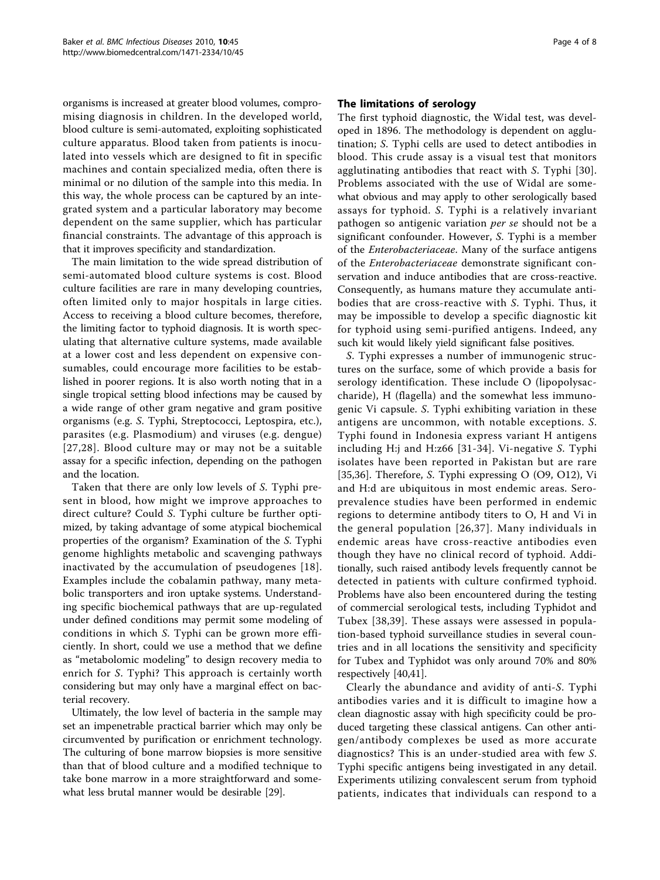organisms is increased at greater blood volumes, compromising diagnosis in children. In the developed world, blood culture is semi-automated, exploiting sophisticated culture apparatus. Blood taken from patients is inoculated into vessels which are designed to fit in specific machines and contain specialized media, often there is minimal or no dilution of the sample into this media. In this way, the whole process can be captured by an integrated system and a particular laboratory may become dependent on the same supplier, which has particular financial constraints. The advantage of this approach is that it improves specificity and standardization.

The main limitation to the wide spread distribution of semi-automated blood culture systems is cost. Blood culture facilities are rare in many developing countries, often limited only to major hospitals in large cities. Access to receiving a blood culture becomes, therefore, the limiting factor to typhoid diagnosis. It is worth speculating that alternative culture systems, made available at a lower cost and less dependent on expensive consumables, could encourage more facilities to be established in poorer regions. It is also worth noting that in a single tropical setting blood infections may be caused by a wide range of other gram negative and gram positive organisms (e.g. *S.* Typhi, Streptococci, Leptospira, etc.), parasites (e.g. Plasmodium) and viruses (e.g. dengue) [27,28]. Blood culture may or may not be a suitable assay for a specific infection, depending on the pathogen and the location.

Taken that there are only low levels of *S.* Typhi present in blood, how might we improve approaches to direct culture? Could *S.* Typhi culture be further optimized, by taking advantage of some atypical biochemical properties of the organism? Examination of the *S.* Typhi genome highlights metabolic and scavenging pathways inactivated by the accumulation of pseudogenes [18]. Examples include the cobalamin pathway, many metabolic transporters and iron uptake systems. Understanding specific biochemical pathways that are up-regulated under defined conditions may permit some modeling of conditions in which *S.* Typhi can be grown more efficiently. In short, could we use a method that we define as "metabolomic modeling" to design recovery media to enrich for *S.* Typhi? This approach is certainly worth considering but may only have a marginal effect on bacterial recovery.

Ultimately, the low level of bacteria in the sample may set an impenetrable practical barrier which may only be circumvented by purification or enrichment technology. The culturing of bone marrow biopsies is more sensitive than that of blood culture and a modified technique to take bone marrow in a more straightforward and somewhat less brutal manner would be desirable [29].

## The limitations of serology

The first typhoid diagnostic, the Widal test, was developed in 1896. The methodology is dependent on agglutination; *S.* Typhi cells are used to detect antibodies in blood. This crude assay is a visual test that monitors agglutinating antibodies that react with *S.* Typhi [30]. Problems associated with the use of Widal are somewhat obvious and may apply to other serologically based assays for typhoid. *S.* Typhi is a relatively invariant pathogen so antigenic variation *per se* should not be a significant confounder. However, *S.* Typhi is a member of the *Enterobacteriaceae*. Many of the surface antigens of the *Enterobacteriaceae* demonstrate significant conservation and induce antibodies that are cross-reactive. Consequently, as humans mature they accumulate antibodies that are cross-reactive with *S.* Typhi. Thus, it may be impossible to develop a specific diagnostic kit for typhoid using semi-purified antigens. Indeed, any such kit would likely yield significant false positives.

*S.* Typhi expresses a number of immunogenic structures on the surface, some of which provide a basis for serology identification. These include O (lipopolysaccharide), H (flagella) and the somewhat less immunogenic Vi capsule. *S.* Typhi exhibiting variation in these antigens are uncommon, with notable exceptions. *S.* Typhi found in Indonesia express variant H antigens including H:j and H:z66 [31-34]. Vi-negative *S.* Typhi isolates have been reported in Pakistan but are rare [35,36]. Therefore, *S.* Typhi expressing O (O9, O12), Vi and H:d are ubiquitous in most endemic areas. Seroprevalence studies have been performed in endemic regions to determine antibody titers to O, H and Vi in the general population [26,37]. Many individuals in endemic areas have cross-reactive antibodies even though they have no clinical record of typhoid. Additionally, such raised antibody levels frequently cannot be detected in patients with culture confirmed typhoid. Problems have also been encountered during the testing of commercial serological tests, including Typhidot and Tubex [38,39]. These assays were assessed in population-based typhoid surveillance studies in several countries and in all locations the sensitivity and specificity for Tubex and Typhidot was only around 70% and 80% respectively [40,41].

Clearly the abundance and avidity of anti-*S.* Typhi antibodies varies and it is difficult to imagine how a clean diagnostic assay with high specificity could be produced targeting these classical antigens. Can other antigen/antibody complexes be used as more accurate diagnostics? This is an under-studied area with few *S.* Typhi specific antigens being investigated in any detail. Experiments utilizing convalescent serum from typhoid patients, indicates that individuals can respond to a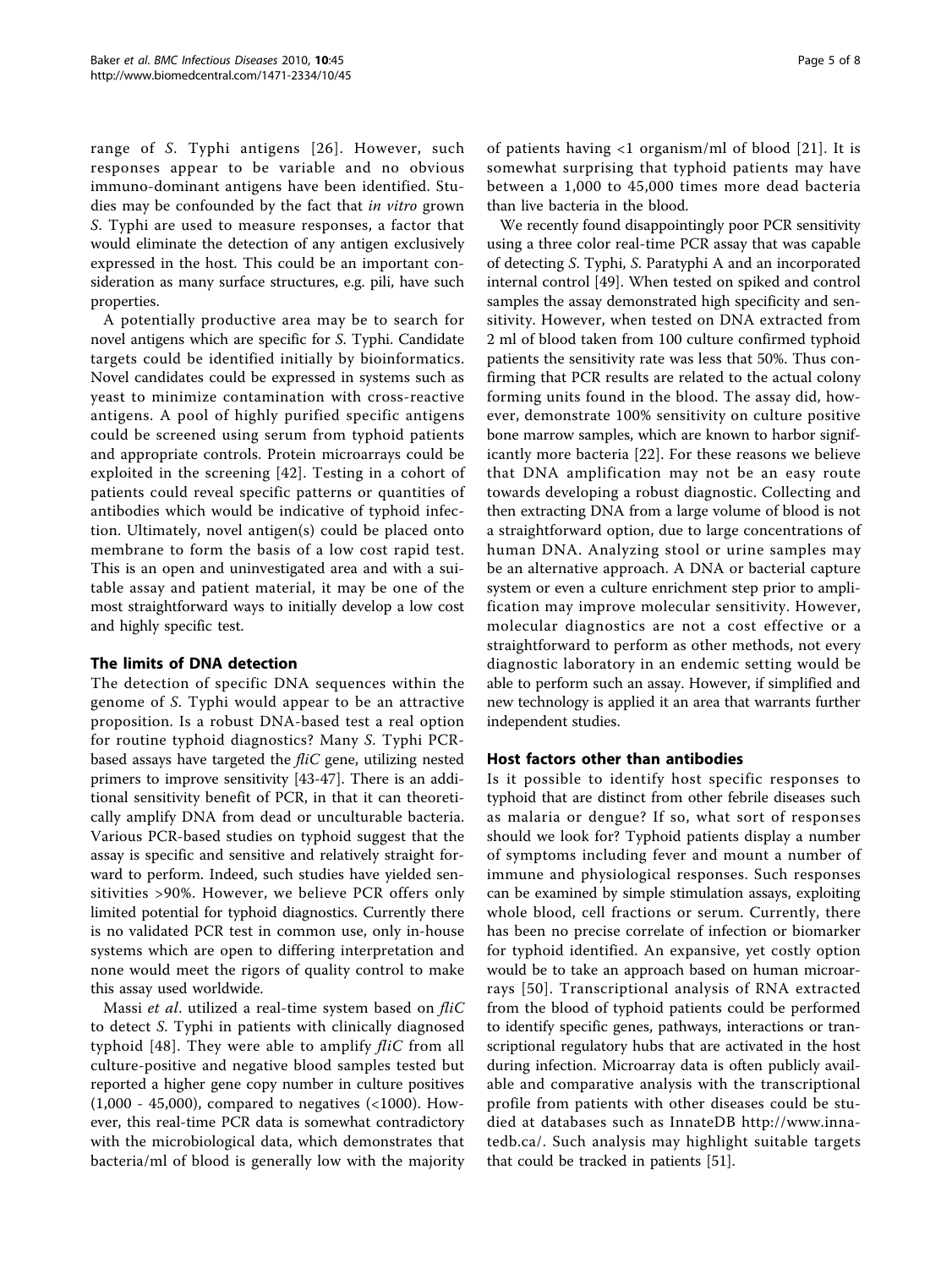range of *S*. Typhi antigens [26]. However, such responses appear to be variable and no obvious immuno-dominant antigens have been identified. Studies may be confounded by the fact that *in vitro* grown *S*. Typhi are used to measure responses, a factor that would eliminate the detection of any antigen exclusively expressed in the host. This could be an important consideration as many surface structures, e.g. pili, have such properties.

A potentially productive area may be to search for novel antigens which are specific for *S*. Typhi. Candidate targets could be identified initially by bioinformatics. Novel candidates could be expressed in systems such as yeast to minimize contamination with cross-reactive antigens. A pool of highly purified specific antigens could be screened using serum from typhoid patients and appropriate controls. Protein microarrays could be exploited in the screening [42]. Testing in a cohort of patients could reveal specific patterns or quantities of antibodies which would be indicative of typhoid infection. Ultimately, novel antigen(s) could be placed onto membrane to form the basis of a low cost rapid test. This is an open and uninvestigated area and with a suitable assay and patient material, it may be one of the most straightforward ways to initially develop a low cost and highly specific test.

## The limits of DNA detection

The detection of specific DNA sequences within the genome of *S*. Typhi would appear to be an attractive proposition. Is a robust DNA-based test a real option for routine typhoid diagnostics? Many *S*. Typhi PCR-based assays have targeted the *fliC* gene, utilizing nested primers to improve sensitivity [43-47]. There is an additional sensitivity benefit of PCR, in that it can theoretically amplify DNA from dead or unculturable bacteria. Various PCR-based studies on typhoid suggest that the assay is specific and sensitive and relatively straight forward to perform. Indeed, such studies have yielded sensitivities >90%. However, we believe PCR offers only limited potential for typhoid diagnostics. Currently there is no validated PCR test in common use, only in-house systems which are open to differing interpretation and none would meet the rigors of quality control to make this assay used worldwide.

Massi *et al*. utilized a real-time system based on *fliC* to detect *S*. Typhi in patients with clinically diagnosed typhoid [48]. They were able to amplify *fliC* from all culture-positive and negative blood samples tested but reported a higher gene copy number in culture positives (1,000 - 45,000), compared to negatives (<1000). However, this real-time PCR data is somewhat contradictory with the microbiological data, which demonstrates that bacteria/ml of blood is generally low with the majority of patients having <1 organism/ml of blood [21]. It is somewhat surprising that typhoid patients may have between a 1,000 to 45,000 times more dead bacteria than live bacteria in the blood.

We recently found disappointingly poor PCR sensitivity using a three color real-time PCR assay that was capable of detecting *S*. Typhi, *S*. Paratyphi A and an incorporated internal control [49]. When tested on spiked and control samples the assay demonstrated high specificity and sensitivity. However, when tested on DNA extracted from 2 ml of blood taken from 100 culture confirmed typhoid patients the sensitivity rate was less that 50%. Thus confirming that PCR results are related to the actual colony forming units found in the blood. The assay did, however, demonstrate 100% sensitivity on culture positive bone marrow samples, which are known to harbor significantly more bacteria [22]. For these reasons we believe that DNA amplification may not be an easy route towards developing a robust diagnostic. Collecting and then extracting DNA from a large volume of blood is not a straightforward option, due to large concentrations of human DNA. Analyzing stool or urine samples may be an alternative approach. A DNA or bacterial capture system or even a culture enrichment step prior to amplification may improve molecular sensitivity. However, molecular diagnostics are not a cost effective or a straightforward to perform as other methods, not every diagnostic laboratory in an endemic setting would be able to perform such an assay. However, if simplified and new technology is applied it an area that warrants further independent studies.

## Host factors other than antibodies

Is it possible to identify host specific responses to typhoid that are distinct from other febrile diseases such as malaria or dengue? If so, what sort of responses should we look for? Typhoid patients display a number of symptoms including fever and mount a number of immune and physiological responses. Such responses can be examined by simple stimulation assays, exploiting whole blood, cell fractions or serum. Currently, there has been no precise correlate of infection or biomarker for typhoid identified. An expansive, yet costly option would be to take an approach based on human microarrays [50]. Transcriptional analysis of RNA extracted from the blood of typhoid patients could be performed to identify specific genes, pathways, interactions or transcriptional regulatory hubs that are activated in the host during infection. Microarray data is often publicly available and comparative analysis with the transcriptional profile from patients with other diseases could be studied at databases such as InnateDB http://www.innatedb.ca/. Such analysis may highlight suitable targets that could be tracked in patients [51].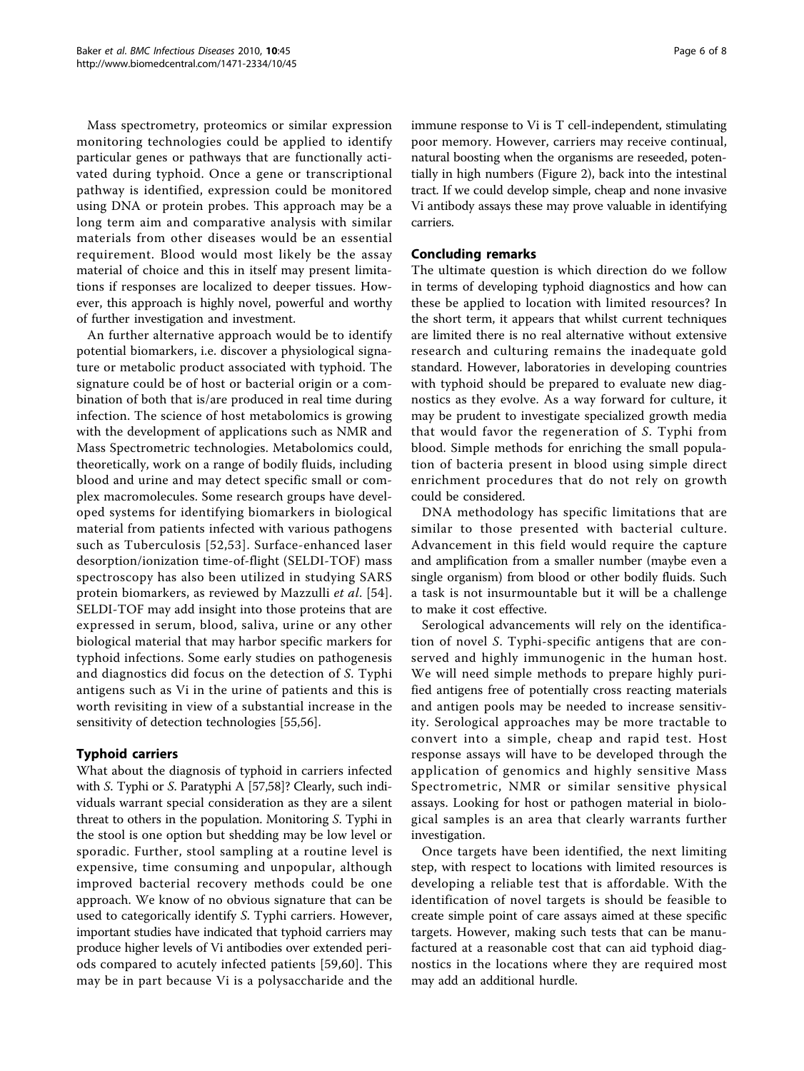Mass spectrometry, proteomics or similar expression monitoring technologies could be applied to identify particular genes or pathways that are functionally activated during typhoid. Once a gene or transcriptional pathway is identified, expression could be monitored using DNA or protein probes. This approach may be a long term aim and comparative analysis with similar materials from other diseases would be an essential requirement. Blood would most likely be the assay material of choice and this in itself may present limitations if responses are localized to deeper tissues. However, this approach is highly novel, powerful and worthy of further investigation and investment.

An further alternative approach would be to identify potential biomarkers, i.e. discover a physiological signature or metabolic product associated with typhoid. The signature could be of host or bacterial origin or a combination of both that is/are produced in real time during infection. The science of host metabolomics is growing with the development of applications such as NMR and Mass Spectrometric technologies. Metabolomics could, theoretically, work on a range of bodily fluids, including blood and urine and may detect specific small or complex macromolecules. Some research groups have developed systems for identifying biomarkers in biological material from patients infected with various pathogens such as Tuberculosis [52,53]. Surface-enhanced laser desorption/ionization time-of-flight (SELDI-TOF) mass spectroscopy has also been utilized in studying SARS protein biomarkers, as reviewed by Mazzulli *et al*. [54]. SELDI-TOF may add insight into those proteins that are expressed in serum, blood, saliva, urine or any other biological material that may harbor specific markers for typhoid infections. Some early studies on pathogenesis and diagnostics did focus on the detection of *S*. Typhi antigens such as Vi in the urine of patients and this is worth revisiting in view of a substantial increase in the sensitivity of detection technologies [55,56].

## Typhoid carriers

What about the diagnosis of typhoid in carriers infected with *S*. Typhi or *S*. Paratyphi A [57,58]? Clearly, such individuals warrant special consideration as they are a silent threat to others in the population. Monitoring *S*. Typhi in the stool is one option but shedding may be low level or sporadic. Further, stool sampling at a routine level is expensive, time consuming and unpopular, although improved bacterial recovery methods could be one approach. We know of no obvious signature that can be used to categorically identify *S*. Typhi carriers. However, important studies have indicated that typhoid carriers may produce higher levels of Vi antibodies over extended periods compared to acutely infected patients [59,60]. This may be in part because Vi is a polysaccharide and the immune response to Vi is T cell-independent, stimulating poor memory. However, carriers may receive continual, natural boosting when the organisms are reseeded, potentially in high numbers (Figure 2), back into the intestinal tract. If we could develop simple, cheap and none invasive Vi antibody assays these may prove valuable in identifying carriers.

## Concluding remarks

The ultimate question is which direction do we follow in terms of developing typhoid diagnostics and how can these be applied to location with limited resources? In the short term, it appears that whilst current techniques are limited there is no real alternative without extensive research and culturing remains the inadequate gold standard. However, laboratories in developing countries with typhoid should be prepared to evaluate new diagnostics as they evolve. As a way forward for culture, it may be prudent to investigate specialized growth media that would favor the regeneration of *S*. Typhi from blood. Simple methods for enriching the small population of bacteria present in blood using simple direct enrichment procedures that do not rely on growth could be considered.

DNA methodology has specific limitations that are similar to those presented with bacterial culture. Advancement in this field would require the capture and amplification from a smaller number (maybe even a single organism) from blood or other bodily fluids. Such a task is not insurmountable but it will be a challenge to make it cost effective.

Serological advancements will rely on the identification of novel *S*. Typhi-specific antigens that are conserved and highly immunogenic in the human host. We will need simple methods to prepare highly purified antigens free of potentially cross reacting materials and antigen pools may be needed to increase sensitivity. Serological approaches may be more tractable to convert into a simple, cheap and rapid test. Host response assays will have to be developed through the application of genomics and highly sensitive Mass Spectrometric, NMR or similar sensitive physical assays. Looking for host or pathogen material in biological samples is an area that clearly warrants further investigation.

Once targets have been identified, the next limiting step, with respect to locations with limited resources is developing a reliable test that is affordable. With the identification of novel targets is should be feasible to create simple point of care assays aimed at these specific targets. However, making such tests that can be manufactured at a reasonable cost that can aid typhoid diagnostics in the locations where they are required most may add an additional hurdle.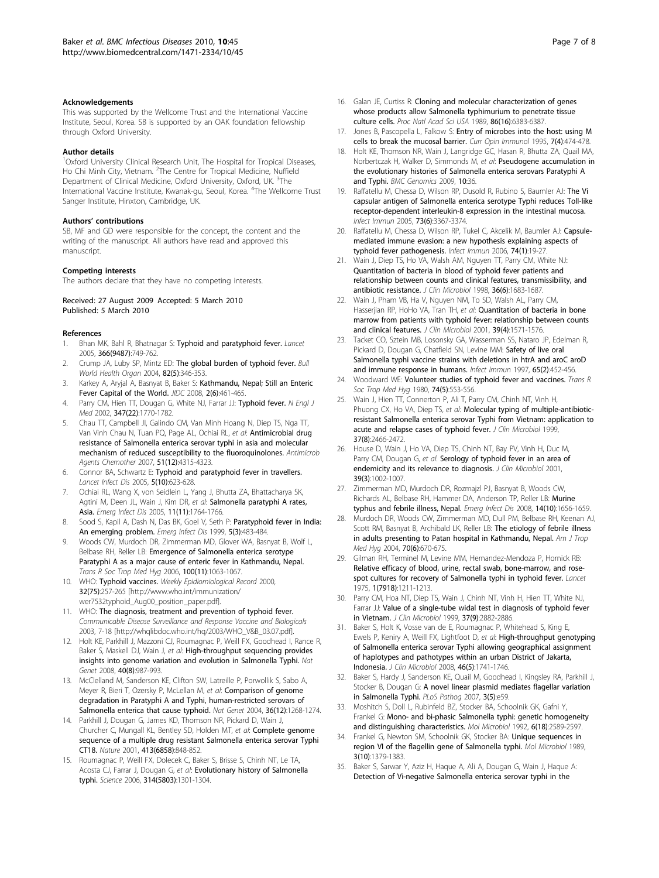#### Acknowledgements

This was supported by the Wellcome Trust and the International Vaccine Institute, Seoul, Korea. SB is supported by an OAK foundation fellowship through Oxford University.

#### Author details

[1]Oxford University Clinical Research Unit, The Hospital for Tropical Diseases, Ho Chi Minh City, Vietnam. [2]The Centre for Tropical Medicine, Nuffield Department of Clinical Medicine, Oxford University, Oxford, UK. [3]The International Vaccine Institute, Kwanak-gu, Seoul, Korea. [4]The Wellcome Trust Sanger Institute, Hinxton, Cambridge, UK.

#### Authors' contributions

SB, MF and GD were responsible for the concept, the content and the writing of the manuscript. All authors have read and approved this manuscript.

#### Competing interests

The authors declare that they have no competing interests.

Received: 27 August 2009 Accepted: 5 March 2010
Published: 5 March 2010

#### References

1. Bhan MK, Bahl R, Bhatnagar S: **Typhoid and paratyphoid fever.** *Lancet* 2005, **366(9487)**:749-762.
2. Crump JA, Luby SP, Mintz ED: **The global burden of typhoid fever.** *Bull World Health Organ* 2004, **82(5)**:346-353.
3. Karkey A, Aryjal A, Basnyat B, Baker S: **Kathmandu, Nepal; Still an Enteric Fever Capital of the World.** *JIDC* 2008, **2(6)**:461-465.
4. Parry CM, Hien TT, Dougan G, White NJ, Farrar JJ: **Typhoid fever.** *N Engl J Med* 2002, **347(22)**:1770-1782.
5. Chau TT, Campbell JI, Galindo CM, Van Minh Hoang N, Diep TS, Nga TT, Van Vinh Chau N, Tuan PQ, Page AL, Ochiai RL, *et al*: **Antimicrobial drug resistance of Salmonella enterica serovar typhi in asia and molecular mechanism of reduced susceptibility to the fluoroquinolones.** *Antimicrob Agents Chemother* 2007, **51(12)**:4315-4323.
6. Connor BA, Schwartz E: **Typhoid and paratyphoid fever in travellers.** *Lancet Infect Dis* 2005, **5(10)**:623-628.
7. Ochiai RL, Wang X, von Seidlein L, Yang J, Bhutta ZA, Bhattacharya SK, Agtini M, Deen JL, Wain J, Kim DR, *et al*: **Salmonella paratyphi A rates, Asia.** *Emerg Infect Dis* 2005, **11(11)**:1764-1766.
8. Sood S, Kapil A, Dash N, Das BK, Goel V, Seth P: **Paratyphoid fever in India: An emerging problem.** *Emerg Infect Dis* 1999, **5(3)**:483-484.
9. Woods CW, Murdoch DR, Zimmerman MD, Glover WA, Basnyat B, Wolf L, Belbase RH, Reller LB: **Emergence of Salmonella enterica serotype Paratyphi A as a major cause of enteric fever in Kathmandu, Nepal.** *Trans R Soc Trop Med Hyg* 2006, **100(11)**:1063-1067.
10. WHO: **Typhoid vaccines.** *Weekly Epidiomiological Record* 2000, **32(75)**:257-265 [http://www.who.int/immunization/wer7532typhoid_Aug00_position_paper.pdf].
11. WHO: **The diagnosis, treatment and prevention of typhoid fever.** *Communicable Disease Surveillance and Response Vaccine and Biologicals* 2003, 7-18 [http://whqlibdoc.who.int/hq/2003/WHO_V&B_03.07.pdf].
12. Holt KE, Parkhill J, Mazzoni CJ, Roumagnac P, Weill FX, Goodhead I, Rance R, Baker S, Maskell DJ, Wain J, *et al*: **High-throughput sequencing provides insights into genome variation and evolution in Salmonella Typhi.** *Nat Genet* 2008, **40(8)**:987-993.
13. McClelland M, Sanderson KE, Clifton SW, Latreille P, Porwollik S, Sabo A, Meyer R, Bieri T, Ozersky P, McLellan M, *et al*: **Comparison of genome degradation in Paratyphi A and Typhi, human-restricted serovars of Salmonella enterica that cause typhoid.** *Nat Genet* 2004, **36(12)**:1268-1274.
14. Parkhill J, Dougan G, James KD, Thomson NR, Pickard D, Wain J, Churcher C, Mungall KL, Bentley SD, Holden MT, *et al*: **Complete genome sequence of a multiple drug resistant Salmonella enterica serovar Typhi CT18.** *Nature* 2001, **413(6858)**:848-852.
15. Roumagnac P, Weill FX, Dolecek C, Baker S, Brisse S, Chinh NT, Le TA, Acosta CJ, Farrar J, Dougan G, *et al*: **Evolutionary history of Salmonella typhi.** *Science* 2006, **314(5803)**:1301-1304.
16. Galan JE, Curtiss R: **Cloning and molecular characterization of genes whose products allow Salmonella typhimurium to penetrate tissue culture cells.** *Proc Natl Acad Sci USA* 1989, **86(16)**:6383-6387.
17. Jones B, Pascopella L, Falkow S: **Entry of microbes into the host: using M cells to break the mucosal barrier.** *Curr Opin Immunol* 1995, **7(4)**:474-478.
18. Holt KE, Thomson NR, Wain J, Langridge GC, Hasan R, Bhutta ZA, Quail MA, Norbertczak H, Walker D, Simmonds M, *et al*: **Pseudogene accumulation in the evolutionary histories of Salmonella enterica serovars Paratyphi A and Typhi.** *BMC Genomics* 2009, **10**:36.
19. Raffatellu M, Chessa D, Wilson RP, Dusold R, Rubino S, Baumler AJ: **The Vi capsular antigen of Salmonella enterica serotype Typhi reduces Toll-like receptor-dependent interleukin-8 expression in the intestinal mucosa.** *Infect Immun* 2005, **73(6)**:3367-3374.
20. Raffatellu M, Chessa D, Wilson RP, Tukel C, Akcelik M, Baumler AJ: **Capsule-mediated immune evasion: a new hypothesis explaining aspects of typhoid fever pathogenesis.** *Infect Immun* 2006, **74(1)**:19-27.
21. Wain J, Diep TS, Ho VA, Walsh AM, Nguyen TT, Parry CM, White NJ: **Quantitation of bacteria in blood of typhoid fever patients and relationship between counts and clinical features, transmissibility, and antibiotic resistance.** *J Clin Microbiol* 1998, **36(6)**:1683-1687.
22. Wain J, Pham VB, Ha V, Nguyen NM, To SD, Walsh AL, Parry CM, Hasserjian RP, HoHo VA, Tran TH, *et al*: **Quantitation of bacteria in bone marrow from patients with typhoid fever: relationship between counts and clinical features.** *J Clin Microbiol* 2001, **39(4)**:1571-1576.
23. Tacket CO, Sztein MB, Losonsky GA, Wasserman SS, Nataro JP, Edelman R, Pickard D, Dougan G, Chatfield SN, Levine MM: **Safety of live oral Salmonella typhi vaccine strains with deletions in htrA and aroC aroD and immune response in humans.** *Infect Immun* 1997, **65(2)**:452-456.
24. Woodward WE: **Volunteer studies of typhoid fever and vaccines.** *Trans R Soc Trop Med Hyg* 1980, **74(5)**:553-556.
25. Wain J, Hien TT, Connerton P, Ali T, Parry CM, Chinh NT, Vinh H, Phuong CX, Ho VA, Diep TS, *et al*: **Molecular typing of multiple-antibiotic-resistant Salmonella enterica serovar Typhi from Vietnam: application to acute and relapse cases of typhoid fever.** *J Clin Microbiol* 1999, **37(8)**:2466-2472.
26. House D, Wain J, Ho VA, Diep TS, Chinh NT, Bay PV, Vinh H, Duc M, Parry CM, Dougan G, *et al*: **Serology of typhoid fever in an area of endemicity and its relevance to diagnosis.** *J Clin Microbiol* 2001, **39(3)**:1002-1007.
27. Zimmerman MD, Murdoch DR, Rozmajzl PJ, Basnyat B, Woods CW, Richards AL, Belbase RH, Hammer DA, Anderson TP, Reller LB: **Murine typhus and febrile illness, Nepal.** *Emerg Infect Dis* 2008, **14(10)**:1656-1659.
28. Murdoch DR, Woods CW, Zimmerman MD, Dull PM, Belbase RH, Keenan AJ, Scott RM, Basnyat B, Archibald LK, Reller LB: **The etiology of febrile illness in adults presenting to Patan hospital in Kathmandu, Nepal.** *Am J Trop Med Hyg* 2004, **70(6)**:670-675.
29. Gilman RH, Terminel M, Levine MM, Hernandez-Mendoza P, Hornick RB: **Relative efficacy of blood, urine, rectal swab, bone-marrow, and rose-spot cultures for recovery of Salmonella typhi in typhoid fever.** *Lancet* 1975, **1(7918)**:1211-1213.
30. Parry CM, Hoa NT, Diep TS, Wain J, Chinh NT, Vinh H, Hien TT, White NJ, Farrar JJ: **Value of a single-tube widal test in diagnosis of typhoid fever in Vietnam.** *J Clin Microbiol* 1999, **37(9)**:2882-2886.
31. Baker S, Holt K, Vosse van de E, Roumagnac P, Whitehead S, King E, Ewels P, Keniry A, Weill FX, Lightfoot D, *et al*: **High-throughput genotyping of Salmonella enterica serovar Typhi allowing geographical assignment of haplotypes and pathotypes within an urban District of Jakarta, Indonesia.** *J Clin Microbiol* 2008, **46(5)**:1741-1746.
32. Baker S, Hardy J, Sanderson KE, Quail M, Goodhead I, Kingsley RA, Parkhill J, Stocker B, Dougan G: **A novel linear plasmid mediates flagellar variation in Salmonella Typhi.** *PLoS Pathog* 2007, **3(5)**:e59.
33. Moshitch S, Doll L, Rubinfeld BZ, Stocker BA, Schoolnik GK, Gafni Y, Frankel G: **Mono- and bi-phasic Salmonella typhi: genetic homogeneity and distinguishing characteristics.** *Mol Microbiol* 1992, **6(18)**:2589-2597.
34. Frankel G, Newton SM, Schoolnik GK, Stocker BA: **Unique sequences in region VI of the flagellin gene of Salmonella typhi.** *Mol Microbiol* 1989, **3(10)**:1379-1383.
35. Baker S, Sarwar Y, Aziz H, Haque A, Ali A, Dougan G, Wain J, Haque A: **Detection of Vi-negative Salmonella enterica serovar typhi in the**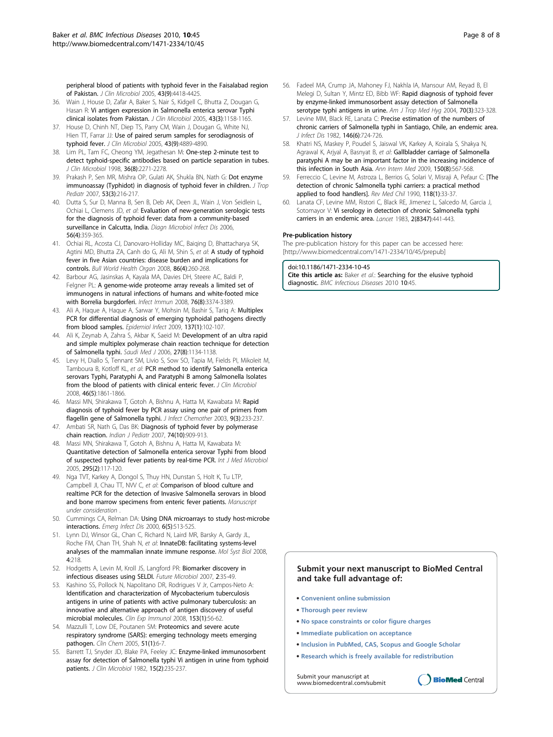peripheral blood of patients with typhoid fever in the Faisalabad region of Pakistan. *J Clin Microbiol* 2005, **43(9)**:4418-4425.

36. Wain J, House D, Zafar A, Baker S, Nair S, Kidgell C, Bhutta Z, Dougan G, Hasan R: **Vi antigen expression in Salmonella enterica serovar Typhi clinical isolates from Pakistan.** *J Clin Microbiol* 2005, **43(3)**:1158-1165.
37. House D, Chinh NT, Diep TS, Parry CM, Wain J, Dougan G, White NJ, Hien TT, Farrar JJ: **Use of paired serum samples for serodiagnosis of typhoid fever.** *J Clin Microbiol* 2005, **43(9)**:4889-4890.
38. Lim PL, Tam FC, Cheong YM, Jegathesan M: **One-step 2-minute test to detect typhoid-specific antibodies based on particle separation in tubes.** *J Clin Microbiol* 1998, **36(8)**:2271-2278.
39. Prakash P, Sen MR, Mishra OP, Gulati AK, Shukla BN, Nath G: **Dot enzyme immunoassay (Typhidot) in diagnosis of typhoid fever in children.** *J Trop Pediatr* 2007, **53(3)**:216-217.
40. Dutta S, Sur D, Manna B, Sen B, Deb AK, Deen JL, Wain J, Von Seidlein L, Ochiai L, Clemens JD, *et al*: **Evaluation of new-generation serologic tests for the diagnosis of typhoid fever: data from a community-based surveillance in Calcutta, India.** *Diagn Microbiol Infect Dis* 2006, **56(4)**:359-365.
41. Ochiai RL, Acosta CJ, Danovaro-Holliday MC, Baiqing D, Bhattacharya SK, Agtini MD, Bhutta ZA, Canh do G, Ali M, Shin S, *et al*: **A study of typhoid fever in five Asian countries: disease burden and implications for controls.** *Bull World Health Organ* 2008, **86(4)**:260-268.
42. Barbour AG, Jasinskas A, Kayala MA, Davies DH, Steere AC, Baldi P, Felgner PL: **A genome-wide proteome array reveals a limited set of immunogens in natural infections of humans and white-footed mice with Borrelia burgdorferi.** *Infect Immun* 2008, **76(8)**:3374-3389.
43. Ali A, Haque A, Haque A, Sarwar Y, Mohsin M, Bashir S, Tariq A: **Multiplex PCR for differential diagnosis of emerging typhoidal pathogens directly from blood samples.** *Epidemiol Infect* 2009, **137(1)**:102-107.
44. Ali K, Zeynab A, Zahra S, Akbar K, Saeid M: **Development of an ultra rapid and simple multiplex polymerase chain reaction technique for detection of Salmonella typhi.** *Saudi Med J* 2006, **27(8)**:1134-1138.
45. Levy H, Diallo S, Tennant SM, Livio S, Sow SO, Tapia M, Fields PI, Mikoleit M, Tamboura B, Kotloff KL, *et al*: **PCR method to identify Salmonella enterica serovars Typhi, Paratyphi A, and Paratyphi B among Salmonella Isolates from the blood of patients with clinical enteric fever.** *J Clin Microbiol* 2008, **46(5)**:1861-1866.
46. Massi MN, Shirakawa T, Gotoh A, Bishnu A, Hatta M, Kawabata M: **Rapid diagnosis of typhoid fever by PCR assay using one pair of primers from flagellin gene of Salmonella typhi.** *J Infect Chemother* 2003, **9(3)**:233-237.
47. Ambati SR, Nath G, Das BK: **Diagnosis of typhoid fever by polymerase chain reaction.** *Indian J Pediatr* 2007, **74(10)**:909-913.
48. Massi MN, Shirakawa T, Gotoh A, Bishnu A, Hatta M, Kawabata M: **Quantitative detection of Salmonella enterica serovar Typhi from blood of suspected typhoid fever patients by real-time PCR.** *Int J Med Microbiol* 2005, **295(2)**:117-120.
49. Nga TVT, Karkey A, Dongol S, Thuy HN, Dunstan S, Holt K, Tu LTP, Campbell JI, Chau TT, NVV C, *et al*: **Comparison of blood culture and realtime PCR for the detection of Invasive Salmonella serovars in blood and bone marrow specimens from enteric fever patients.** *Manuscript under consideration* .
50. Cummings CA, Relman DA: **Using DNA microarrays to study host-microbe interactions.** *Emerg Infect Dis* 2000, **6(5)**:513-525.
51. Lynn DJ, Winsor GL, Chan C, Richard N, Laird MR, Barsky A, Gardy JL, Roche FM, Chan TH, Shah N, *et al*: **InnateDB: facilitating systems-level analyses of the mammalian innate immune response.** *Mol Syst Biol* 2008, **4**:218.
52. Hodgetts A, Levin M, Kroll JS, Langford PR: **Biomarker discovery in infectious diseases using SELDI.** *Future Microbiol* 2007, **2**:35-49.
53. Kashino SS, Pollock N, Napolitano DR, Rodrigues V Jr, Campos-Neto A: **Identification and characterization of Mycobacterium tuberculosis antigens in urine of patients with active pulmonary tuberculosis: an innovative and alternative approach of antigen discovery of useful microbial molecules.** *Clin Exp Immunol* 2008, **153(1)**:56-62.
54. Mazzulli T, Low DE, Poutanen SM: **Proteomics and severe acute respiratory syndrome (SARS): emerging technology meets emerging pathogen.** *Clin Chem* 2005, **51(1)**:6-7.
55. Barrett TJ, Snyder JD, Blake PA, Feeley JC: **Enzyme-linked immunosorbent assay for detection of Salmonella typhi Vi antigen in urine from typhoid patients.** *J Clin Microbiol* 1982, **15(2)**:235-237.
56. Fadeel MA, Crump JA, Mahoney FJ, Nakhla IA, Mansour AM, Reyad B, El Melegi D, Sultan Y, Mintz ED, Bibb WF: **Rapid diagnosis of typhoid fever by enzyme-linked immunosorbent assay detection of Salmonella serotype typhi antigens in urine.** *Am J Trop Med Hyg* 2004, **70(3)**:323-328.
57. Levine MM, Black RE, Lanata C: **Precise estimation of the numbers of chronic carriers of Salmonella typhi in Santiago, Chile, an endemic area.** *J Infect Dis* 1982, **146(6)**:724-726.
58. Khatri NS, Maskey P, Poudel S, Jaiswal VK, Karkey A, Koirala S, Shakya N, Agrawal K, Arjyal A, Basnyat B, *et al*: **Gallbladder carriage of Salmonella paratyphi A may be an important factor in the increasing incidence of this infection in South Asia.** *Ann Intern Med* 2009, **150(8)**:567-568.
59. Ferreccio C, Levine M, Astroza L, Berrios G, Solari V, Misraji A, Pefaur C: **[The detection of chronic Salmonella typhi carriers: a practical method applied to food handlers].** *Rev Med Chil* 1990, **118(1)**:33-37.
60. Lanata CF, Levine MM, Ristori C, Black RE, Jimenez L, Salcedo M, Garcia J, Sotomayor V: **Vi serology in detection of chronic Salmonella typhi carriers in an endemic area.** *Lancet* 1983, **2(8347)**:441-443.

### Pre-publication history

The pre-publication history for this paper can be accessed here: [http://www.biomedcentral.com/1471-2334/10/45/prepub]

doi:10.1186/1471-2334-10-45
**Cite this article as:** Baker *et al.*: Searching for the elusive typhoid diagnostic. *BMC Infectious Diseases* 2010 **10**:45.

**Submit your next manuscript to BioMed Central and take full advantage of:**

- Convenient online submission
- Thorough peer review
- No space constraints or color figure charges
- Immediate publication on acceptance
- Inclusion in PubMed, CAS, Scopus and Google Scholar
- Research which is freely available for redistribution

Submit your manuscript at www.biomedcentral.com/submit

BioMed Central